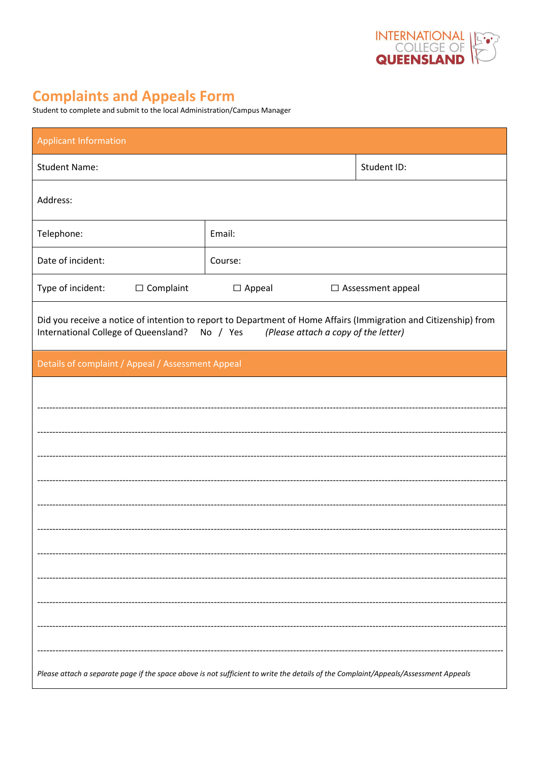INTERNATIONAL COLLEGE OF QUEENSLAND

# Complaints and Appeals Form

Student to complete and submit to the local Administration/Campus Manager

| Applicant Information | | | |
|---|---|---|---|
| Student Name: | | | Student ID: |
| Address: | | | |
| Telephone: | Email: | | |
| Date of incident: | Course: | | |
| Type of incident: | ☐ Complaint | ☐ Appeal | ☐ Assessment appeal |
| Did you receive a notice of intention to report to Department of Home Affairs (Immigration and Citizenship) from International College of Queensland? No / Yes *(Please attach a copy of the letter)* | | | |

| Details of complaint / Appeal / Assessment Appeal |
|---|
| ---------------------------------------------------------------------------------------------------- |
| ---------------------------------------------------------------------------------------------------- |
| ---------------------------------------------------------------------------------------------------- |
| ---------------------------------------------------------------------------------------------------- |
| ---------------------------------------------------------------------------------------------------- |
| ---------------------------------------------------------------------------------------------------- |
| ---------------------------------------------------------------------------------------------------- |
| ---------------------------------------------------------------------------------------------------- |
| ---------------------------------------------------------------------------------------------------- |
| ---------------------------------------------------------------------------------------------------- |
| ---------------------------------------------------------------------------------------------------- |
| *Please attach a separate page if the space above is not sufficient to write the details of the Complaint/Appeals/Assessment Appeals* |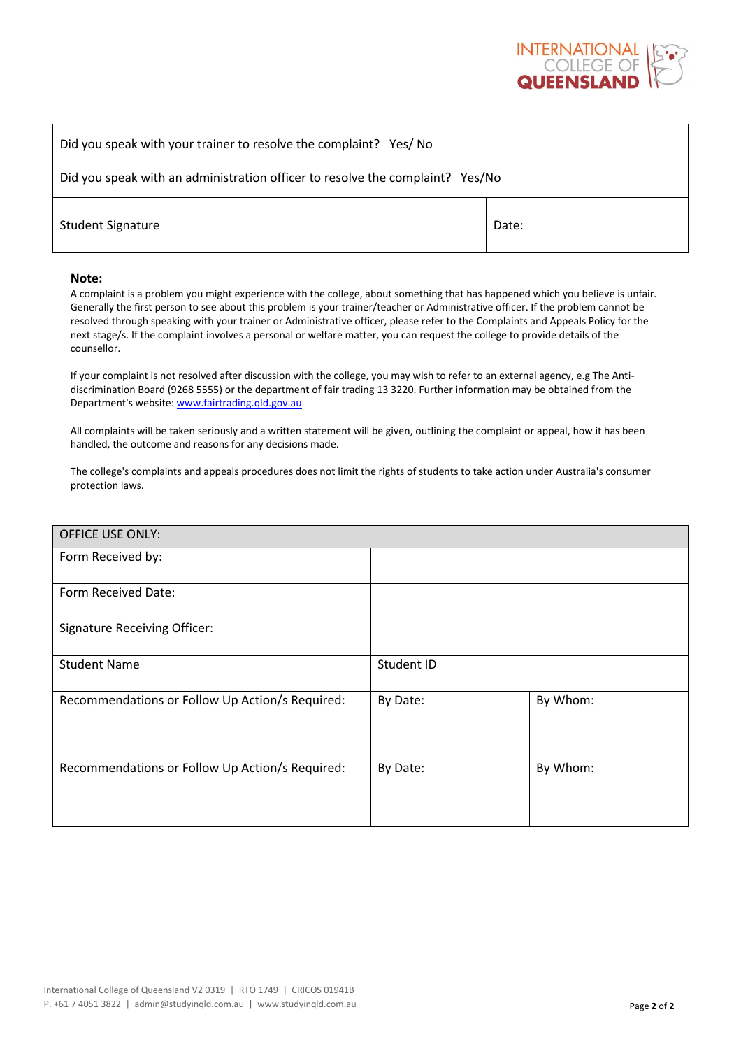| | |
|---|---|
| Did you speak with your trainer to resolve the complaint? Yes/ No<br><br>Did you speak with an administration officer to resolve the complaint? Yes/No | |
| Student Signature | Date: |

**Note:**

A complaint is a problem you might experience with the college, about something that has happened which you believe is unfair. Generally the first person to see about this problem is your trainer/teacher or Administrative officer. If the problem cannot be resolved through speaking with your trainer or Administrative officer, please refer to the Complaints and Appeals Policy for the next stage/s. If the complaint involves a personal or welfare matter, you can request the college to provide details of the counsellor.

If your complaint is not resolved after discussion with the college, you may wish to refer to an external agency, e.g The Anti-discrimination Board (9268 5555) or the department of fair trading 13 3220. Further information may be obtained from the Department's website: www.fairtrading.qld.gov.au

All complaints will be taken seriously and a written statement will be given, outlining the complaint or appeal, how it has been handled, the outcome and reasons for any decisions made.

The college's complaints and appeals procedures does not limit the rights of students to take action under Australia's consumer protection laws.

| OFFICE USE ONLY: | | |
|---|---|---|
| Form Received by: | | |
| Form Received Date: | | |
| Signature Receiving Officer: | | |
| Student Name | Student ID | |
| Recommendations or Follow Up Action/s Required: | By Date: | By Whom: |
| Recommendations or Follow Up Action/s Required: | By Date: | By Whom: |